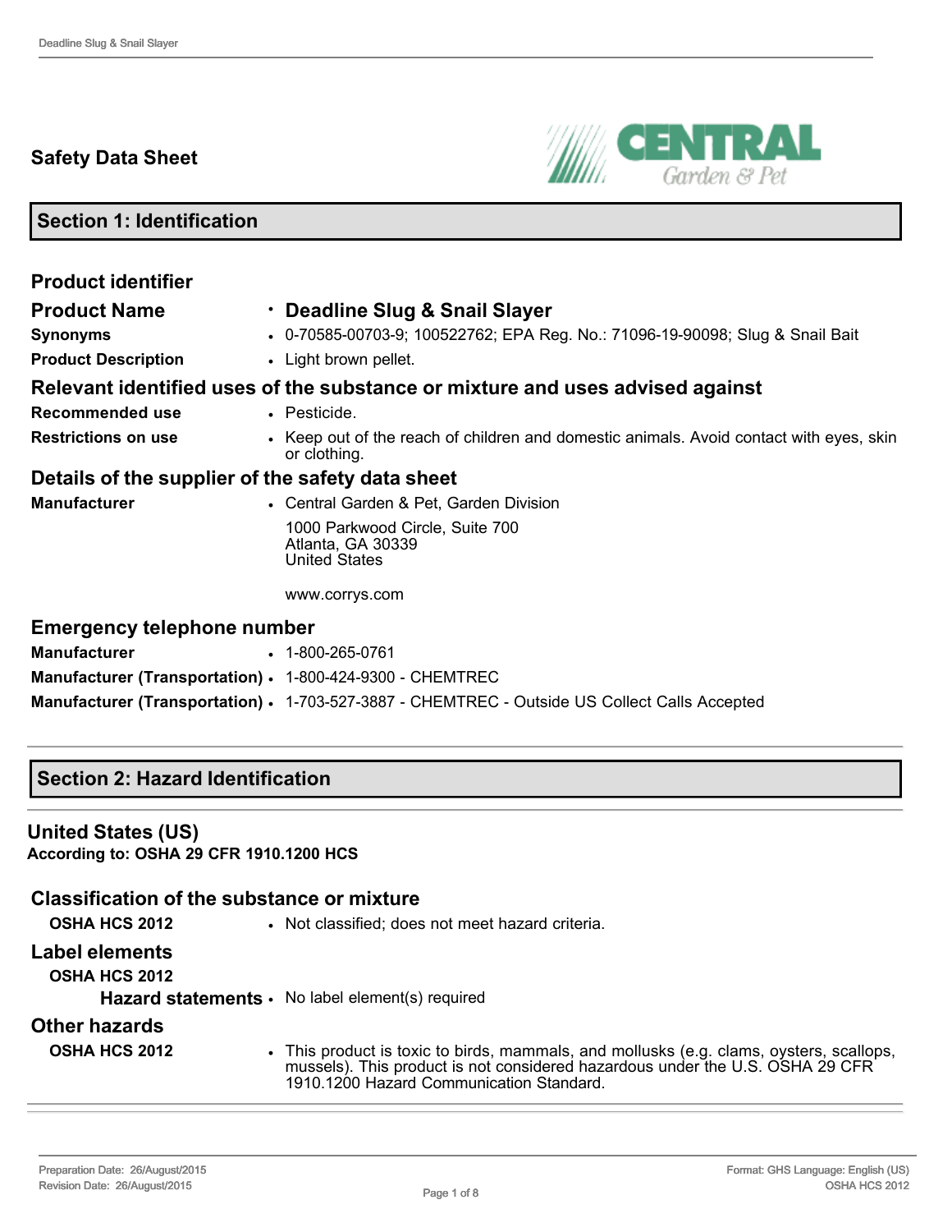## Safety Data Sheet

## Section 1: Identification

### Product identifier

| | |
|---|---|
| **Product Name** | **Deadline Slug & Snail Slayer** |
| **Synonyms** | 0-70585-00703-9; 100522762; EPA Reg. No.: 71096-19-90098; Slug & Snail Bait |
| **Product Description** | Light brown pellet. |

### Relevant identified uses of the substance or mixture and uses advised against

| | |
|---|---|
| **Recommended use** | Pesticide. |
| **Restrictions on use** | Keep out of the reach of children and domestic animals. Avoid contact with eyes, skin or clothing. |

### Details of the supplier of the safety data sheet

| | |
|---|---|
| **Manufacturer** | Central Garden & Pet, Garden Division<br>1000 Parkwood Circle, Suite 700<br>Atlanta, GA 30339<br>United States<br><br>www.corrys.com |

### Emergency telephone number

| | |
|---|---|
| **Manufacturer** | 1-800-265-0761 |
| **Manufacturer (Transportation)** | 1-800-424-9300 - CHEMTREC |
| **Manufacturer (Transportation)** | 1-703-527-3887 - CHEMTREC - Outside US Collect Calls Accepted |

## Section 2: Hazard Identification

### United States (US)

**According to: OSHA 29 CFR 1910.1200 HCS**

### Classification of the substance or mixture

| | |
|---|---|
| **OSHA HCS 2012** | Not classified; does not meet hazard criteria. |

### Label elements

**OSHA HCS 2012**

| | |
|---|---|
| **Hazard statements** | No label element(s) required |

### Other hazards

| | |
|---|---|
| **OSHA HCS 2012** | This product is toxic to birds, mammals, and mollusks (e.g. clams, oysters, scallops, mussels). This product is not considered hazardous under the U.S. OSHA 29 CFR 1910.1200 Hazard Communication Standard. |

Preparation Date: 26/August/2015
Revision Date: 26/August/2015

Format: GHS Language: English (US)
OSHA HCS 2012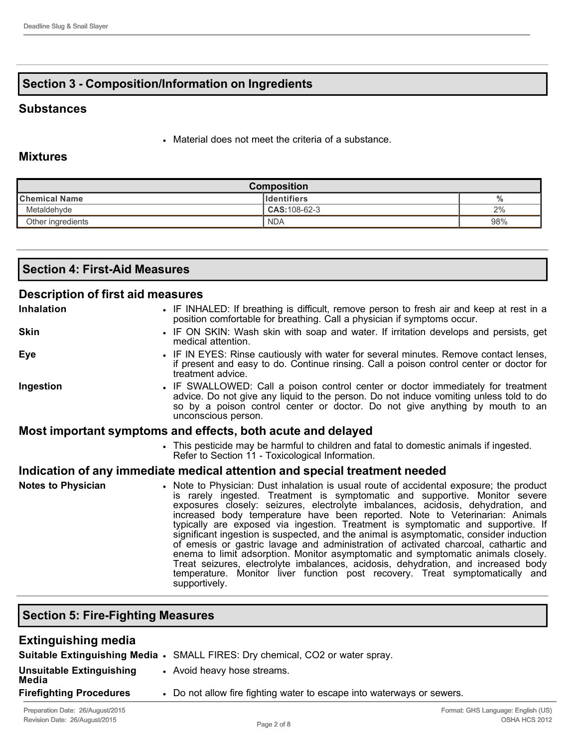## Section 3 - Composition/Information on Ingredients

### Substances

- Material does not meet the criteria of a substance.

### Mixtures

| Composition | | |
|---|---|---|
| **Chemical Name** | **Identifiers** | **%** |
| Metaldehyde | **CAS:**108-62-3 | 2% |
| Other ingredients | NDA | 98% |

## Section 4: First-Aid Measures

### Description of first aid measures

**Inhalation**
- IF INHALED: If breathing is difficult, remove person to fresh air and keep at rest in a position comfortable for breathing. Call a physician if symptoms occur.

**Skin**
- IF ON SKIN: Wash skin with soap and water. If irritation develops and persists, get medical attention.

**Eye**
- IF IN EYES: Rinse cautiously with water for several minutes. Remove contact lenses, if present and easy to do. Continue rinsing. Call a poison control center or doctor for treatment advice.

**Ingestion**
- IF SWALLOWED: Call a poison control center or doctor immediately for treatment advice. Do not give any liquid to the person. Do not induce vomiting unless told to do so by a poison control center or doctor. Do not give anything by mouth to an unconscious person.

### Most important symptoms and effects, both acute and delayed

- This pesticide may be harmful to children and fatal to domestic animals if ingested. Refer to Section 11 - Toxicological Information.

### Indication of any immediate medical attention and special treatment needed

**Notes to Physician**
- Note to Physician: Dust inhalation is usual route of accidental exposure; the product is rarely ingested. Treatment is symptomatic and supportive. Monitor severe exposures closely: seizures, electrolyte imbalances, acidosis, dehydration, and increased body temperature have been reported. Note to Veterinarian: Animals typically are exposed via ingestion. Treatment is symptomatic and supportive. If significant ingestion is suspected, and the animal is asymptomatic, consider induction of emesis or gastric lavage and administration of activated charcoal, cathartic and enema to limit adsorption. Monitor asymptomatic and symptomatic animals closely. Treat seizures, electrolyte imbalances, acidosis, dehydration, and increased body temperature. Monitor liver function post recovery. Treat symptomatically and supportively.

## Section 5: Fire-Fighting Measures

### Extinguishing media

**Suitable Extinguishing Media**
- SMALL FIRES: Dry chemical, $CO_2$ or water spray.

**Unsuitable Extinguishing Media**
- Avoid heavy hose streams.

**Firefighting Procedures**
- Do not allow fire fighting water to escape into waterways or sewers.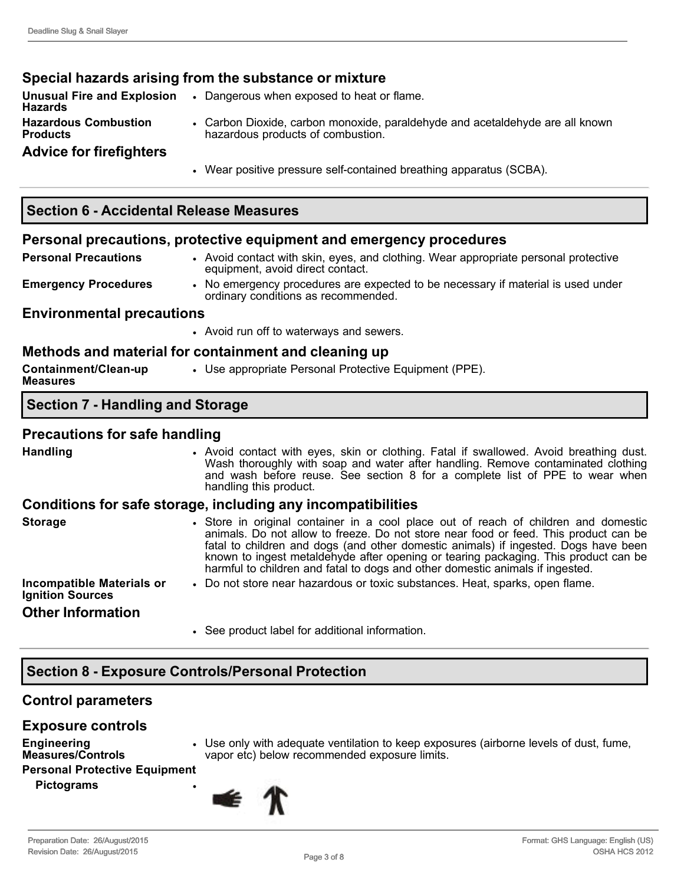### Special hazards arising from the substance or mixture

**Unusual Fire and Explosion Hazards**
- Dangerous when exposed to heat or flame.

**Hazardous Combustion Products**
- Carbon Dioxide, carbon monoxide, paraldehyde and acetaldehyde are all known hazardous products of combustion.

### Advice for firefighters

- Wear positive pressure self-contained breathing apparatus (SCBA).

## Section 6 - Accidental Release Measures

### Personal precautions, protective equipment and emergency procedures

**Personal Precautions**
- Avoid contact with skin, eyes, and clothing. Wear appropriate personal protective equipment, avoid direct contact.

**Emergency Procedures**
- No emergency procedures are expected to be necessary if material is used under ordinary conditions as recommended.

### Environmental precautions

- Avoid run off to waterways and sewers.

### Methods and material for containment and cleaning up

**Containment/Clean-up Measures**
- Use appropriate Personal Protective Equipment (PPE).

## Section 7 - Handling and Storage

### Precautions for safe handling

**Handling**
- Avoid contact with eyes, skin or clothing. Fatal if swallowed. Avoid breathing dust. Wash thoroughly with soap and water after handling. Remove contaminated clothing and wash before reuse. See section 8 for a complete list of PPE to wear when handling this product.

### Conditions for safe storage, including any incompatibilities

**Storage**
- Store in original container in a cool place out of reach of children and domestic animals. Do not allow to freeze. Do not store near food or feed. This product can be fatal to children and dogs (and other domestic animals) if ingested. Dogs have been known to ingest metaldehyde after opening or tearing packaging. This product can be harmful to children and fatal to dogs and other domestic animals if ingested.

**Incompatible Materials or Ignition Sources**
- Do not store near hazardous or toxic substances. Heat, sparks, open flame.

### Other Information

- See product label for additional information.

## Section 8 - Exposure Controls/Personal Protection

### Control parameters

### Exposure controls

**Engineering Measures/Controls**
- Use only with adequate ventilation to keep exposures (airborne levels of dust, fume, vapor etc) below recommended exposure limits.

**Personal Protective Equipment**

**Pictograms**
-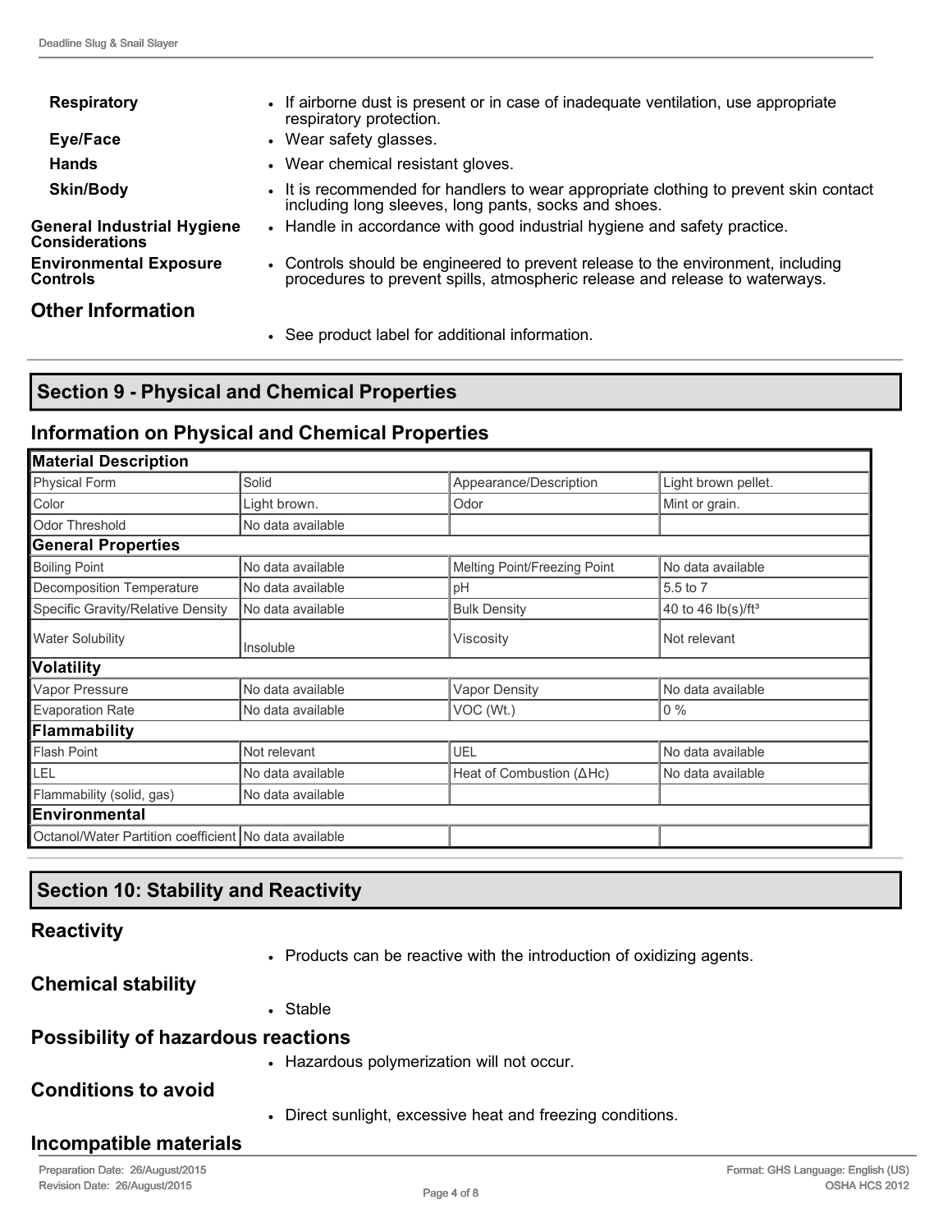| | |
|---|---|
| **Respiratory** | • If airborne dust is present or in case of inadequate ventilation, use appropriate respiratory protection. |
| **Eye/Face** | • Wear safety glasses. |
| **Hands** | • Wear chemical resistant gloves. |
| **Skin/Body** | • It is recommended for handlers to wear appropriate clothing to prevent skin contact including long sleeves, long pants, socks and shoes. |
| **General Industrial Hygiene Considerations** | • Handle in accordance with good industrial hygiene and safety practice. |
| **Environmental Exposure Controls** | • Controls should be engineered to prevent release to the environment, including procedures to prevent spills, atmospheric release and release to waterways. |

## Other Information

- See product label for additional information.

## Section 9 - Physical and Chemical Properties

### Information on Physical and Chemical Properties

| **Material Description** | | | |
|---|---|---|---|
| Physical Form | Solid | Appearance/Description | Light brown pellet. |
| Color | Light brown. | Odor | Mint or grain. |
| Odor Threshold | No data available | | |
| **General Properties** | | | |
| Boiling Point | No data available | Melting Point/Freezing Point | No data available |
| Decomposition Temperature | No data available | pH | 5.5 to 7 |
| Specific Gravity/Relative Density | No data available | Bulk Density | 40 to 46 lb(s)/ft$^3$ |
| Water Solubility | Insoluble | Viscosity | Not relevant |
| **Volatility** | | | |
| Vapor Pressure | No data available | Vapor Density | No data available |
| Evaporation Rate | No data available | VOC (Wt.) | 0 % |
| **Flammability** | | | |
| Flash Point | Not relevant | UEL | No data available |
| LEL | No data available | Heat of Combustion (ΔHc) | No data available |
| Flammability (solid, gas) | No data available | | |
| **Environmental** | | | |
| Octanol/Water Partition coefficient | No data available | | |

## Section 10: Stability and Reactivity

### Reactivity

- Products can be reactive with the introduction of oxidizing agents.

### Chemical stability

- Stable

### Possibility of hazardous reactions

- Hazardous polymerization will not occur.

### Conditions to avoid

- Direct sunlight, excessive heat and freezing conditions.

### Incompatible materials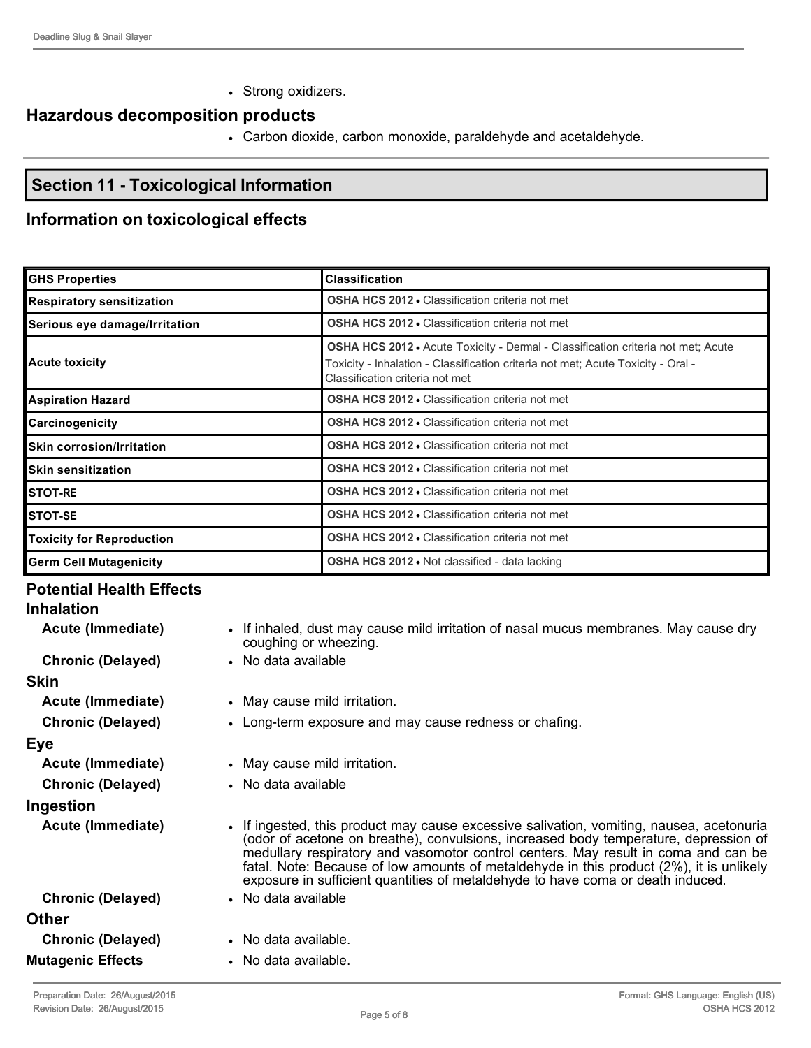- Strong oxidizers.

## Hazardous decomposition products

- Carbon dioxide, carbon monoxide, paraldehyde and acetaldehyde.

## Section 11 - Toxicological Information

### Information on toxicological effects

| GHS Properties | Classification |
|---|---|
| Respiratory sensitization | **OSHA HCS 2012** • Classification criteria not met |
| Serious eye damage/Irritation | **OSHA HCS 2012** • Classification criteria not met |
| Acute toxicity | **OSHA HCS 2012** • Acute Toxicity - Dermal - Classification criteria not met; Acute Toxicity - Inhalation - Classification criteria not met; Acute Toxicity - Oral - Classification criteria not met |
| Aspiration Hazard | **OSHA HCS 2012** • Classification criteria not met |
| Carcinogenicity | **OSHA HCS 2012** • Classification criteria not met |
| Skin corrosion/Irritation | **OSHA HCS 2012** • Classification criteria not met |
| Skin sensitization | **OSHA HCS 2012** • Classification criteria not met |
| STOT-RE | **OSHA HCS 2012** • Classification criteria not met |
| STOT-SE | **OSHA HCS 2012** • Classification criteria not met |
| Toxicity for Reproduction | **OSHA HCS 2012** • Classification criteria not met |
| Germ Cell Mutagenicity | **OSHA HCS 2012** • Not classified - data lacking |

### Potential Health Effects

#### Inhalation

**Acute (Immediate)**
- If inhaled, dust may cause mild irritation of nasal mucus membranes. May cause dry coughing or wheezing.

**Chronic (Delayed)**
- No data available

#### Skin

**Acute (Immediate)**
- May cause mild irritation.

**Chronic (Delayed)**
- Long-term exposure and may cause redness or chafing.

#### Eye

**Acute (Immediate)**
- May cause mild irritation.

**Chronic (Delayed)**
- No data available

#### Ingestion

**Acute (Immediate)**
- If ingested, this product may cause excessive salivation, vomiting, nausea, acetonuria (odor of acetone on breathe), convulsions, increased body temperature, depression of medullary respiratory and vasomotor control centers. May result in coma and can be fatal. Note: Because of low amounts of metaldehyde in this product (2%), it is unlikely exposure in sufficient quantities of metaldehyde to have coma or death induced.

**Chronic (Delayed)**
- No data available

#### Other

**Chronic (Delayed)**
- No data available.

**Mutagenic Effects**
- No data available.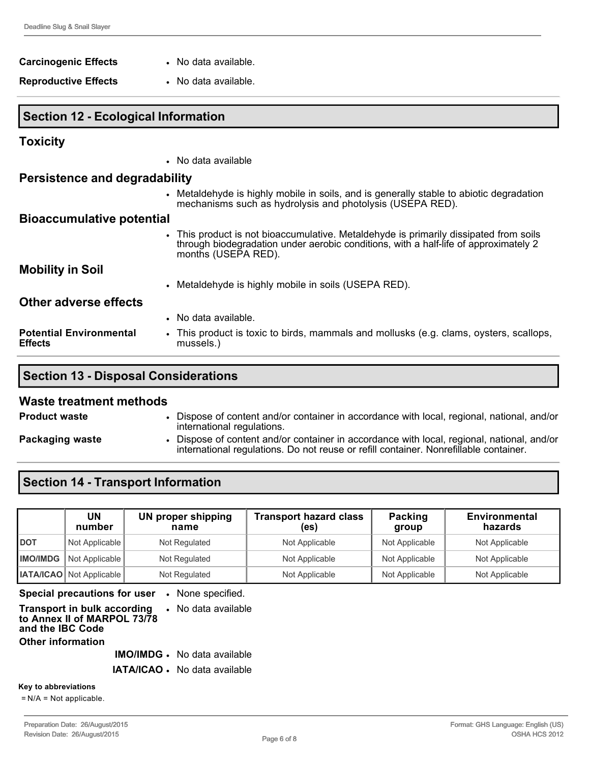**Carcinogenic Effects**
- No data available.

**Reproductive Effects**
- No data available.

## Section 12 - Ecological Information

### Toxicity

- No data available

### Persistence and degradability

- Metaldehyde is highly mobile in soils, and is generally stable to abiotic degradation mechanisms such as hydrolysis and photolysis (USEPA RED).

### Bioaccumulative potential

- This product is not bioaccumulative. Metaldehyde is primarily dissipated from soils through biodegradation under aerobic conditions, with a half-life of approximately 2 months (USEPA RED).

### Mobility in Soil

- Metaldehyde is highly mobile in soils (USEPA RED).

### Other adverse effects

- No data available.

**Potential Environmental Effects**
- This product is toxic to birds, mammals and mollusks (e.g. clams, oysters, scallops, mussels.)

## Section 13 - Disposal Considerations

### Waste treatment methods

**Product waste**
- Dispose of content and/or container in accordance with local, regional, national, and/or international regulations.

**Packaging waste**
- Dispose of content and/or container in accordance with local, regional, national, and/or international regulations. Do not reuse or refill container. Nonrefillable container.

## Section 14 - Transport Information

| | UN number | UN proper shipping name | Transport hazard class (es) | Packing group | Environmental hazards |
|---|---|---|---|---|---|
| DOT | Not Applicable | Not Regulated | Not Applicable | Not Applicable | Not Applicable |
| IMO/IMDG | Not Applicable | Not Regulated | Not Applicable | Not Applicable | Not Applicable |
| IATA/ICAO | Not Applicable | Not Regulated | Not Applicable | Not Applicable | Not Applicable |

**Special precautions for user**
- None specified.

**Transport in bulk according to Annex II of MARPOL 73/78 and the IBC Code**
- No data available

**Other information**

**IMO/IMDG**
- No data available

**IATA/ICAO**
- No data available

**Key to abbreviations**

= N/A = Not applicable.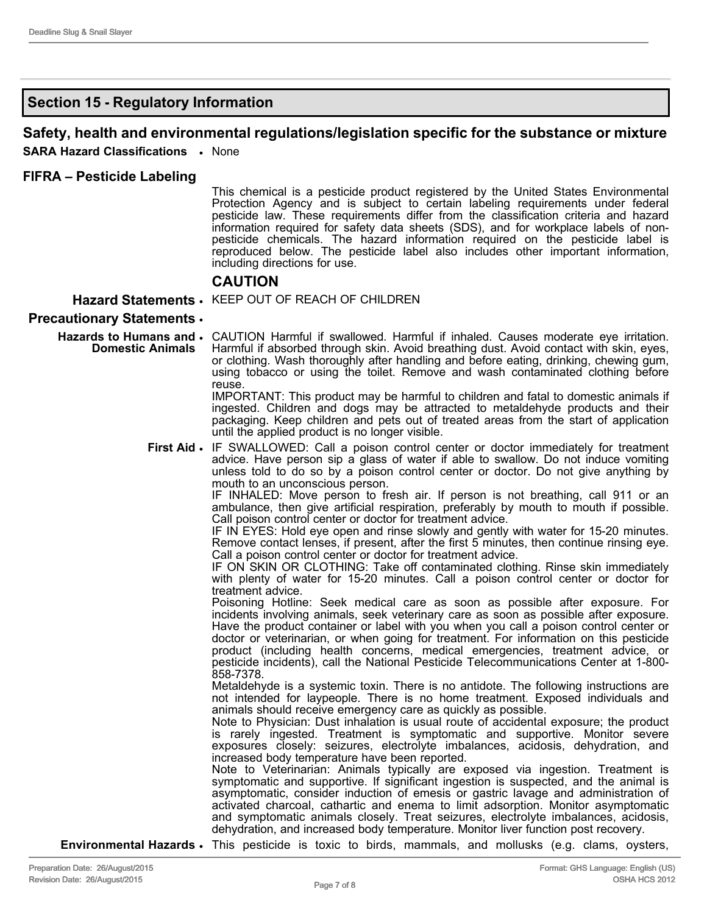## Section 15 - Regulatory Information

### Safety, health and environmental regulations/legislation specific for the substance or mixture

**SARA Hazard Classifications** • None

### FIFRA – Pesticide Labeling

This chemical is a pesticide product registered by the United States Environmental Protection Agency and is subject to certain labeling requirements under federal pesticide law. These requirements differ from the classification criteria and hazard information required for safety data sheets (SDS), and for workplace labels of non-pesticide chemicals. The hazard information required on the pesticide label is reproduced below. The pesticide label also includes other important information, including directions for use.

**CAUTION**

**Hazard Statements** • KEEP OUT OF REACH OF CHILDREN

**Precautionary Statements** •

**Hazards to Humans and Domestic Animals** • CAUTION Harmful if swallowed. Harmful if inhaled. Causes moderate eye irritation. Harmful if absorbed through skin. Avoid breathing dust. Avoid contact with skin, eyes, or clothing. Wash thoroughly after handling and before eating, drinking, chewing gum, using tobacco or using the toilet. Remove and wash contaminated clothing before reuse.
IMPORTANT: This product may be harmful to children and fatal to domestic animals if ingested. Children and dogs may be attracted to metaldehyde products and their packaging. Keep children and pets out of treated areas from the start of application until the applied product is no longer visible.

**First Aid** • IF SWALLOWED: Call a poison control center or doctor immediately for treatment advice. Have person sip a glass of water if able to swallow. Do not induce vomiting unless told to do so by a poison control center or doctor. Do not give anything by mouth to an unconscious person.
IF INHALED: Move person to fresh air. If person is not breathing, call 911 or an ambulance, then give artificial respiration, preferably by mouth to mouth if possible. Call poison control center or doctor for treatment advice.
IF IN EYES: Hold eye open and rinse slowly and gently with water for 15-20 minutes. Remove contact lenses, if present, after the first 5 minutes, then continue rinsing eye. Call a poison control center or doctor for treatment advice.
IF ON SKIN OR CLOTHING: Take off contaminated clothing. Rinse skin immediately with plenty of water for 15-20 minutes. Call a poison control center or doctor for treatment advice.
Poisoning Hotline: Seek medical care as soon as possible after exposure. For incidents involving animals, seek veterinary care as soon as possible after exposure. Have the product container or label with you when you call a poison control center or doctor or veterinarian, or when going for treatment. For information on this pesticide product (including health concerns, medical emergencies, treatment advice, or pesticide incidents), call the National Pesticide Telecommunications Center at 1-800-858-7378.
Metaldehyde is a systemic toxin. There is no antidote. The following instructions are not intended for laypeople. There is no home treatment. Exposed individuals and animals should receive emergency care as quickly as possible.
Note to Physician: Dust inhalation is usual route of accidental exposure; the product is rarely ingested. Treatment is symptomatic and supportive. Monitor severe exposures closely: seizures, electrolyte imbalances, acidosis, dehydration, and increased body temperature have been reported.
Note to Veterinarian: Animals typically are exposed via ingestion. Treatment is symptomatic and supportive. If significant ingestion is suspected, and the animal is asymptomatic, consider induction of emesis or gastric lavage and administration of activated charcoal, cathartic and enema to limit adsorption. Monitor asymptomatic and symptomatic animals closely. Treat seizures, electrolyte imbalances, acidosis, dehydration, and increased body temperature. Monitor liver function post recovery.

**Environmental Hazards** • This pesticide is toxic to birds, mammals, and mollusks (e.g. clams, oysters,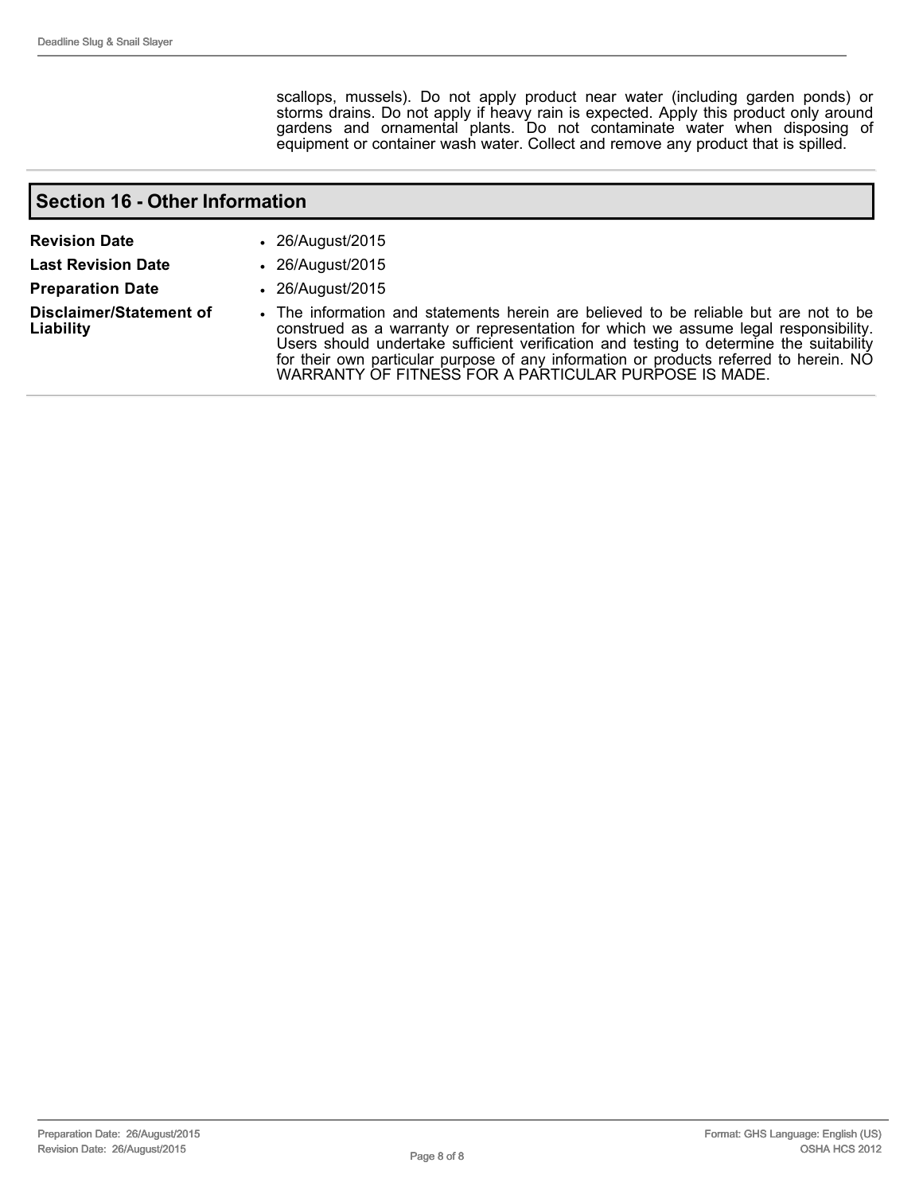scallops, mussels). Do not apply product near water (including garden ponds) or storms drains. Do not apply if heavy rain is expected. Apply this product only around gardens and ornamental plants. Do not contaminate water when disposing of equipment or container wash water. Collect and remove any product that is spilled.

## Section 16 - Other Information

| | |
|---|---|
| **Revision Date** | • 26/August/2015 |
| **Last Revision Date** | • 26/August/2015 |
| **Preparation Date** | • 26/August/2015 |
| **Disclaimer/Statement of Liability** | • The information and statements herein are believed to be reliable but are not to be construed as a warranty or representation for which we assume legal responsibility. Users should undertake sufficient verification and testing to determine the suitability for their own particular purpose of any information or products referred to herein. NO WARRANTY OF FITNESS FOR A PARTICULAR PURPOSE IS MADE. |